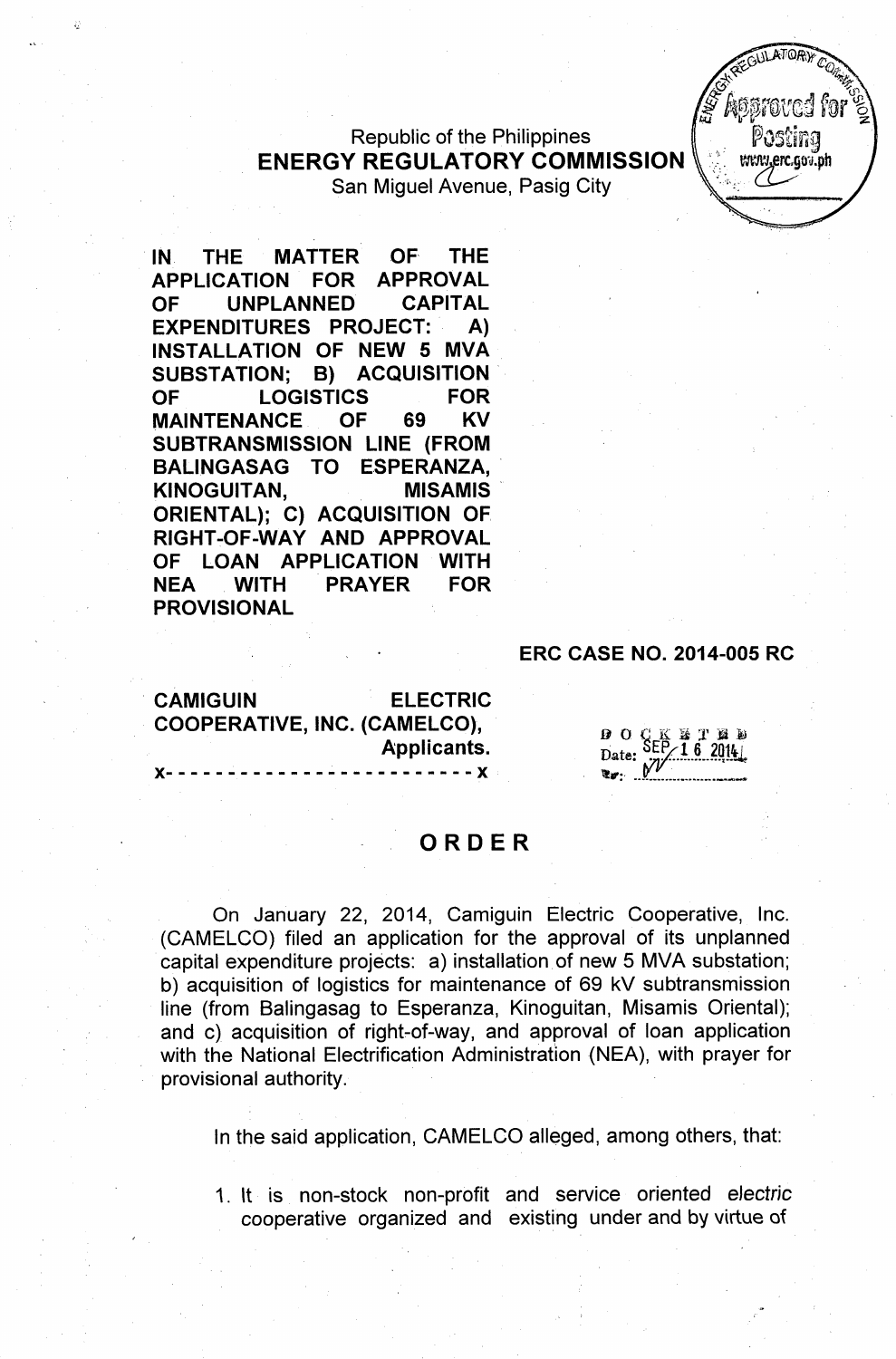Republic of the Philippines

**ENERGY REGULATORY COMMISSION**

San Miguel Avenue, Pasig City

**IN THE MATTER OF THE APPLICATION FOR APPROVAL OF UNPLANNED CAPITAL EXPENDITURES PROJECT: A) INSTALLATION OF NEW 5 MVA SUBSTATION; B) ACQUISITION OF LOGISTICS FOR MAINTENANCE OF 69 KV SUBTRANSMISSION LINE (FROM BALINGASAG TO ESPERANZA, KINOGUITAN, MISAMIS ORIENTAL); C) ACQUISITION OF RIGHT-OF-WAY AND APPROVAL OF LOAN APPLICATION WITH NEA WITH PRAYER FOR PROVISIONAL**

**ERC CASE NO. 2014-005 RC**

**CAMIGUIN ELECTRIC COOPERATIVE, INC. (CAMELCO),**
**Applicants.**

**x- - - - - - - - - - - - - - - - - - - - - - - - - x**

DOCKETED
Date: SEP 16 2014

# ORDER

On January 22, 2014, Camiguin Electric Cooperative, Inc. (CAMELCO) filed an application for the approval of its unplanned capital expenditure projects: a) installation of new 5 MVA substation; b) acquisition of logistics for maintenance of 69 kV subtransmission line (from Balingasag to Esperanza, Kinoguitan, Misamis Oriental); and c) acquisition of right-of-way, and approval of loan application with the National Electrification Administration (NEA), with prayer for provisional authority.

In the said application, CAMELCO alleged, among others, that:

1. It is non-stock non-profit and service oriented electric cooperative organized and existing under and by virtue of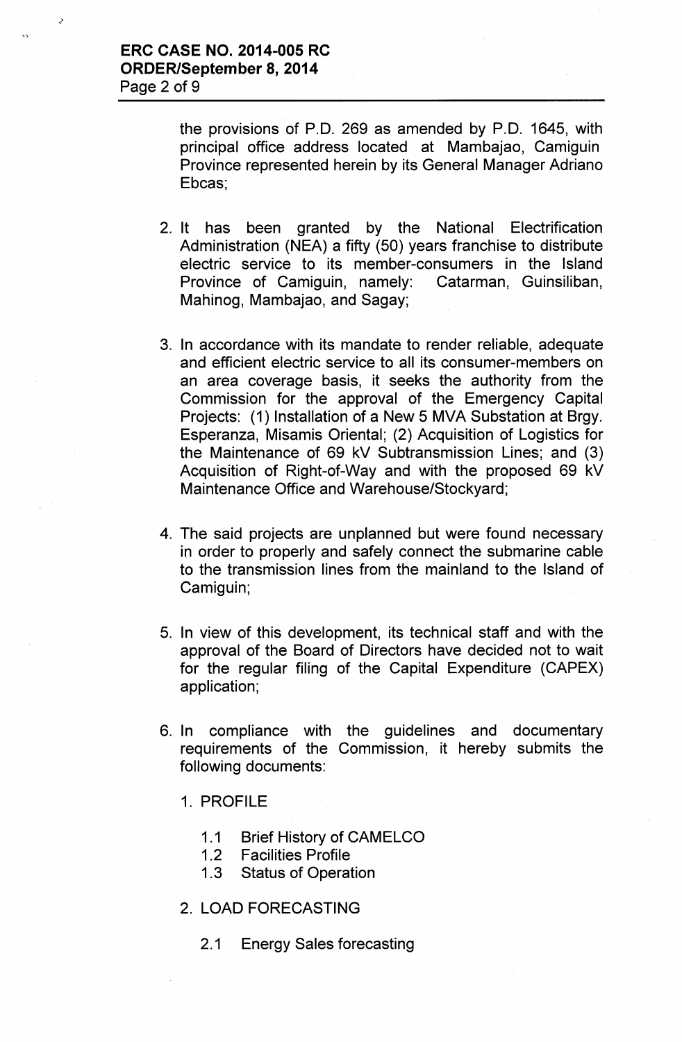the provisions of P.D. 269 as amended by P.D. 1645, with principal office address located at Mambajao, Camiguin Province represented herein by its General Manager Adriano Ebcas;

2. It has been granted by the National Electrification Administration (NEA) a fifty (50) years franchise to distribute electric service to its member-consumers in the Island Province of Camiguin, namely: Catarman, Guinsiliban, Mahinog, Mambajao, and Sagay;

3. In accordance with its mandate to render reliable, adequate and efficient electric service to all its consumer-members on an area coverage basis, it seeks the authority from the Commission for the approval of the Emergency Capital Projects: (1) Installation of a New 5 MVA Substation at Brgy. Esperanza, Misamis Oriental; (2) Acquisition of Logistics for the Maintenance of 69 kV Subtransmission Lines; and (3) Acquisition of Right-of-Way and with the proposed 69 kV Maintenance Office and Warehouse/Stockyard;

4. The said projects are unplanned but were found necessary in order to properly and safely connect the submarine cable to the transmission lines from the mainland to the Island of Camiguin;

5. In view of this development, its technical staff and with the approval of the Board of Directors have decided not to wait for the regular filing of the Capital Expenditure (CAPEX) application;

6. In compliance with the guidelines and documentary requirements of the Commission, it hereby submits the following documents:

   1. PROFILE

      1.1 Brief History of CAMELCO
      1.2 Facilities Profile
      1.3 Status of Operation

   2. LOAD FORECASTING

      2.1 Energy Sales forecasting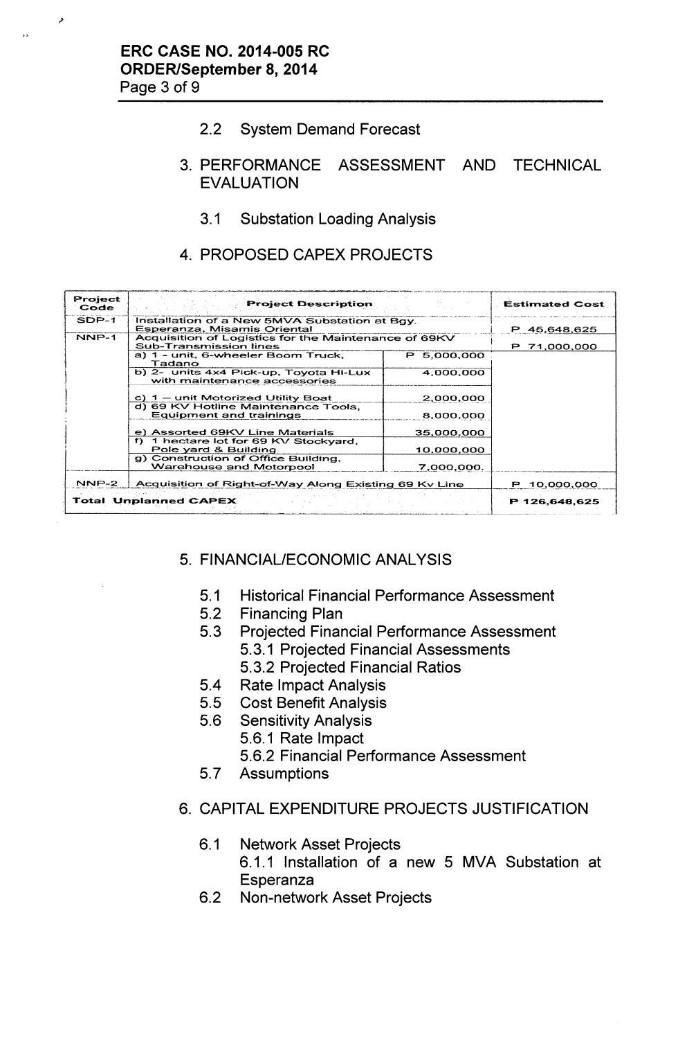2.2 System Demand Forecast

3. PERFORMANCE ASSESSMENT AND TECHNICAL EVALUATION

   3.1 Substation Loading Analysis

4. PROPOSED CAPEX PROJECTS

| Project Code | Project Description | | Estimated Cost |
|---|---|---|---|
| SDP-1 | Installation of a New 5MVA Substation at Bgy. Esperanza, Misamis Oriental | | P 45,648,625 |
| NNP-1 | Acquisition of Logistics for the Maintenance of 69KV Sub-Transmission lines | | P 71,000,000 |
| | a) 1 - unit, 6-wheeler Boom Truck, Tadano | P 5,000,000 | |
| | b) 2- units 4x4 Pick-up, Toyota Hi-Lux with maintenance accessories | 4,000,000 | |
| | c) 1 – unit Motorized Utility Boat | 2,000,000 | |
| | d) 69 KV Hotline Maintenance Tools, Equipment and trainings | 8,000,000 | |
| | e) Assorted 69KV Line Materials | 35,000,000 | |
| | f) 1 hectare lot for 69 KV Stockyard, Pole yard & Building | 10,000,000 | |
| | g) Construction of Office Building, Warehouse and Motorpool | 7,000,000. | |
| NNP-2 | Acquisition of Right-of-Way Along Existing 69 Kv Line | | P 10,000,000 |
| Total Unplanned CAPEX | | | P 126,648,625 |

5. FINANCIAL/ECONOMIC ANALYSIS

   5.1 Historical Financial Performance Assessment
   5.2 Financing Plan
   5.3 Projected Financial Performance Assessment
      5.3.1 Projected Financial Assessments
      5.3.2 Projected Financial Ratios
   5.4 Rate Impact Analysis
   5.5 Cost Benefit Analysis
   5.6 Sensitivity Analysis
      5.6.1 Rate Impact
      5.6.2 Financial Performance Assessment
   5.7 Assumptions

6. CAPITAL EXPENDITURE PROJECTS JUSTIFICATION

   6.1 Network Asset Projects
      6.1.1 Installation of a new 5 MVA Substation at Esperanza
   6.2 Non-network Asset Projects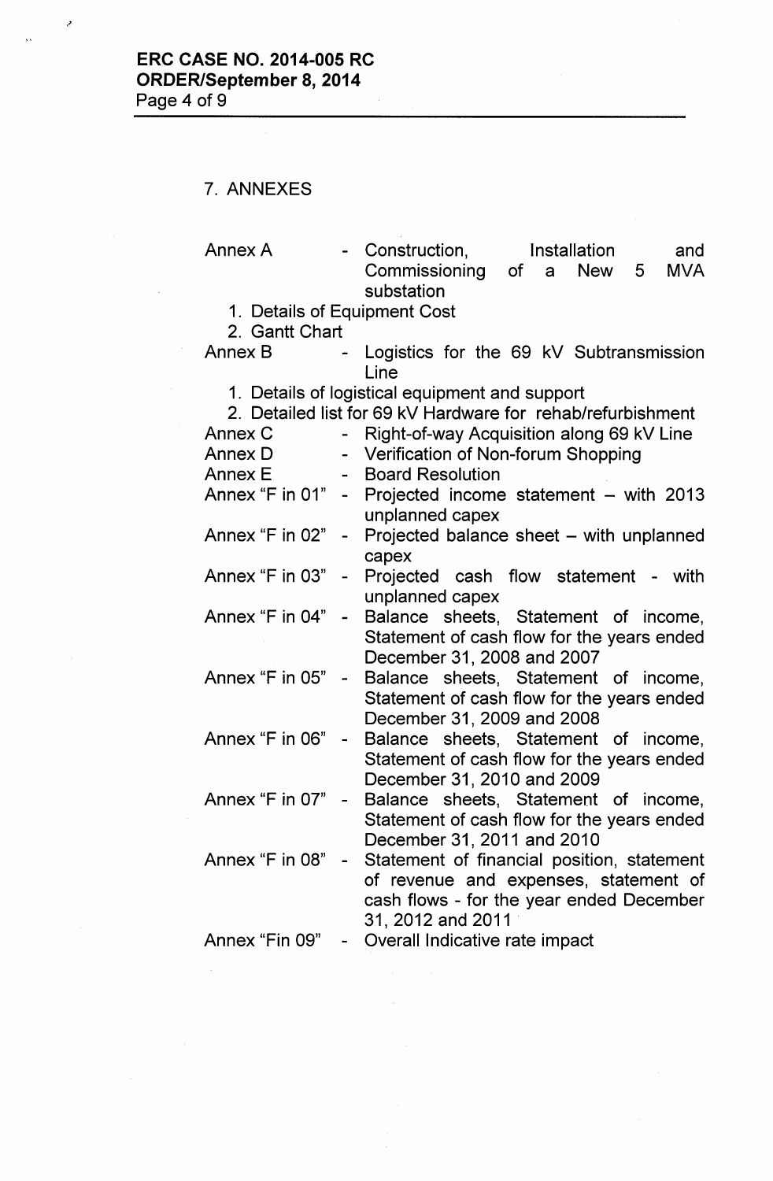7. ANNEXES

| | | |
|---|---|---|
| Annex A | - | Construction, Installation and Commissioning of a New 5 MVA substation |

1. Details of Equipment Cost
2. Gantt Chart

| | | |
|---|---|---|
| Annex B | - | Logistics for the 69 kV Subtransmission Line |

1. Details of logistical equipment and support
2. Detailed list for 69 kV Hardware for rehab/refurbishment

| | | |
|---|---|---|
| Annex C | - | Right-of-way Acquisition along 69 kV Line |
| Annex D | - | Verification of Non-forum Shopping |
| Annex E | - | Board Resolution |
| Annex "F in 01" | - | Projected income statement – with 2013 unplanned capex |
| Annex "F in 02" | - | Projected balance sheet – with unplanned capex |
| Annex "F in 03" | - | Projected cash flow statement - with unplanned capex |
| Annex "F in 04" | - | Balance sheets, Statement of income, Statement of cash flow for the years ended December 31, 2008 and 2007 |
| Annex "F in 05" | - | Balance sheets, Statement of income, Statement of cash flow for the years ended December 31, 2009 and 2008 |
| Annex "F in 06" | - | Balance sheets, Statement of income, Statement of cash flow for the years ended December 31, 2010 and 2009 |
| Annex "F in 07" | - | Balance sheets, Statement of income, Statement of cash flow for the years ended December 31, 2011 and 2010 |
| Annex "F in 08" | - | Statement of financial position, statement of revenue and expenses, statement of cash flows - for the year ended December 31, 2012 and 2011 |
| Annex "Fin 09" | - | Overall Indicative rate impact |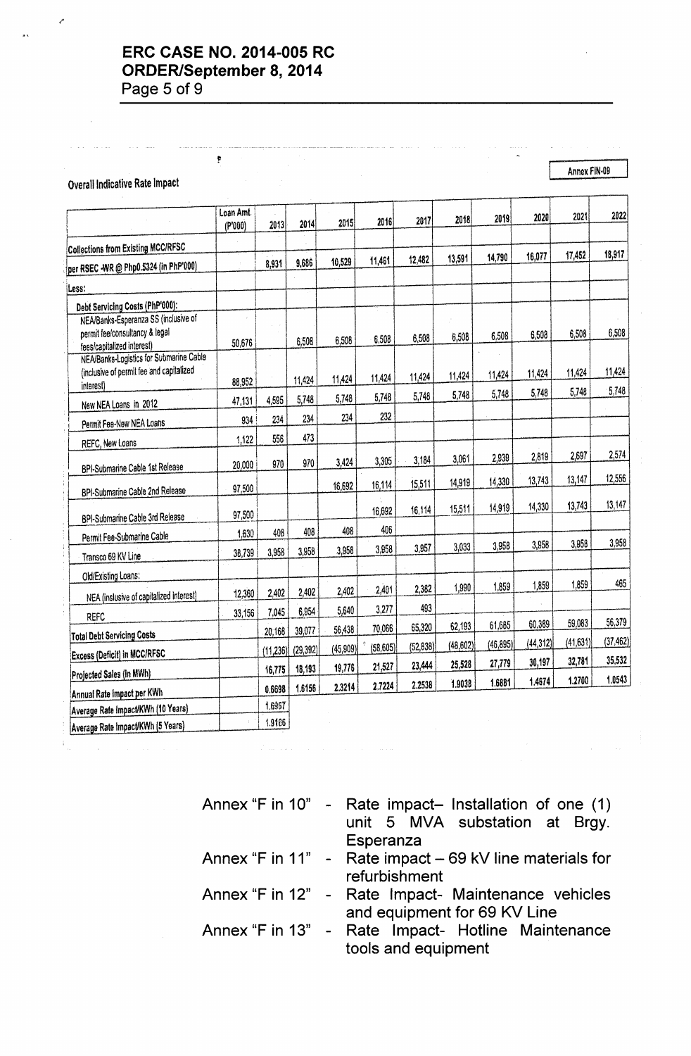Annex FIN-09

Overall Indicative Rate Impact

| | Loan Amt. (P'000) | 2013 | 2014 | 2015 | 2016 | 2017 | 2018 | 2019 | 2020 | 2021 | 2022 |
|---|---|---|---|---|---|---|---|---|---|---|---|
| Collections from Existing MCC/RFSC | | | | | | | | | | | |
| per RSEC -WR @ Php0.5324 (in PhP'000) | | 8,931 | 9,686 | 10,529 | 11,461 | 12,482 | 13,591 | 14,790 | 16,077 | 17,452 | 18,917 |
| Less: | | | | | | | | | | | |
| Debt Servicing Costs (PhP'000): | | | | | | | | | | | |
| NEA/Banks-Esperanza SS (inclusive of permit fee/consultancy & legal fees/capitalized interest) | 50,676 | | 6,508 | 6,508 | 6,508 | 6,508 | 6,508 | 6,508 | 6,508 | 6,508 | 6,508 |
| NEA/Banks-Logistics for Submarine Cable (inclusive of permit fee and capitalized interest) | 88,952 | | 11,424 | 11,424 | 11,424 | 11,424 | 11,424 | 11,424 | 11,424 | 11,424 | 11,424 |
| New NEA Loans in 2012 | 47,131 | 4,585 | 5,748 | 5,748 | 5,748 | 5,748 | 5,748 | 5,748 | 5,748 | 5,748 | 5,748 |
| Permit Fee-New NEA Loans | 934 | 234 | 234 | 234 | 232 | | | | | | |
| REFC, New Loans | 1,122 | 556 | 473 | | | | | | | | |
| BPI-Submarine Cable 1st Release | 20,000 | 970 | 970 | 3,424 | 3,305 | 3,184 | 3,061 | 2,939 | 2,819 | 2,697 | 2,574 |
| BPI-Submarine Cable 2nd Release | 97,500 | | | 16,692 | 16,114 | 15,511 | 14,919 | 14,330 | 13,743 | 13,147 | 12,556 |
| BPI-Submarine Cable 3rd Release | 97,500 | | | | 16,692 | 16,114 | 15,511 | 14,919 | 14,330 | 13,743 | 13,147 |
| Permit Fee-Submarine Cable | 1,630 | 408 | 408 | 408 | 406 | | | | | | |
| Transco 69 KV Line | 38,739 | 3,958 | 3,958 | 3,958 | 3,958 | 3,957 | 3,033 | 3,958 | 3,958 | 3,958 | 3,958 |
| Old/Existing Loans: | | | | | | | | | | | |
| NEA (inclusive of capitalized interest) | 12,360 | 2,402 | 2,402 | 2,402 | 2,401 | 2,382 | 1,990 | 1,859 | 1,859 | 1,859 | 465 |
| REFC | 33,156 | 7,045 | 6,954 | 5,640 | 3,277 | 493 | | | | | |
| Total Debt Servicing Costs | | 20,168 | 39,077 | 56,438 | 70,066 | 65,320 | 62,193 | 61,685 | 60,389 | 59,083 | 56,379 |
| Excess (Deficit) in MCC/RFSC | | (11,236) | (29,392) | (45,909) | (58,605) | (52,838) | (48,602) | (46,895) | (44,312) | (41,631) | (37,462) |
| Projected Sales (In MWh) | | 16,775 | 18,193 | 19,776 | 21,527 | 23,444 | 25,528 | 27,779 | 30,197 | 32,781 | 35,532 |
| Annual Rate Impact per KWh | | 0.6698 | 1.6156 | 2.3214 | 2.7224 | 2.2538 | 1.9038 | 1.6881 | 1.4674 | 1.2700 | 1.0543 |
| Average Rate Impact/KWh (10 Years) | | 1.6967 | | | | | | | | | |
| Average Rate Impact/KWh (5 Years) | | 1.9166 | | | | | | | | | |

Annex "F in 10" - Rate impact– Installation of one (1) unit 5 MVA substation at Brgy. Esperanza

Annex "F in 11" - Rate impact – 69 kV line materials for refurbishment

Annex "F in 12" - Rate Impact- Maintenance vehicles and equipment for 69 KV Line

Annex "F in 13" - Rate Impact- Hotline Maintenance tools and equipment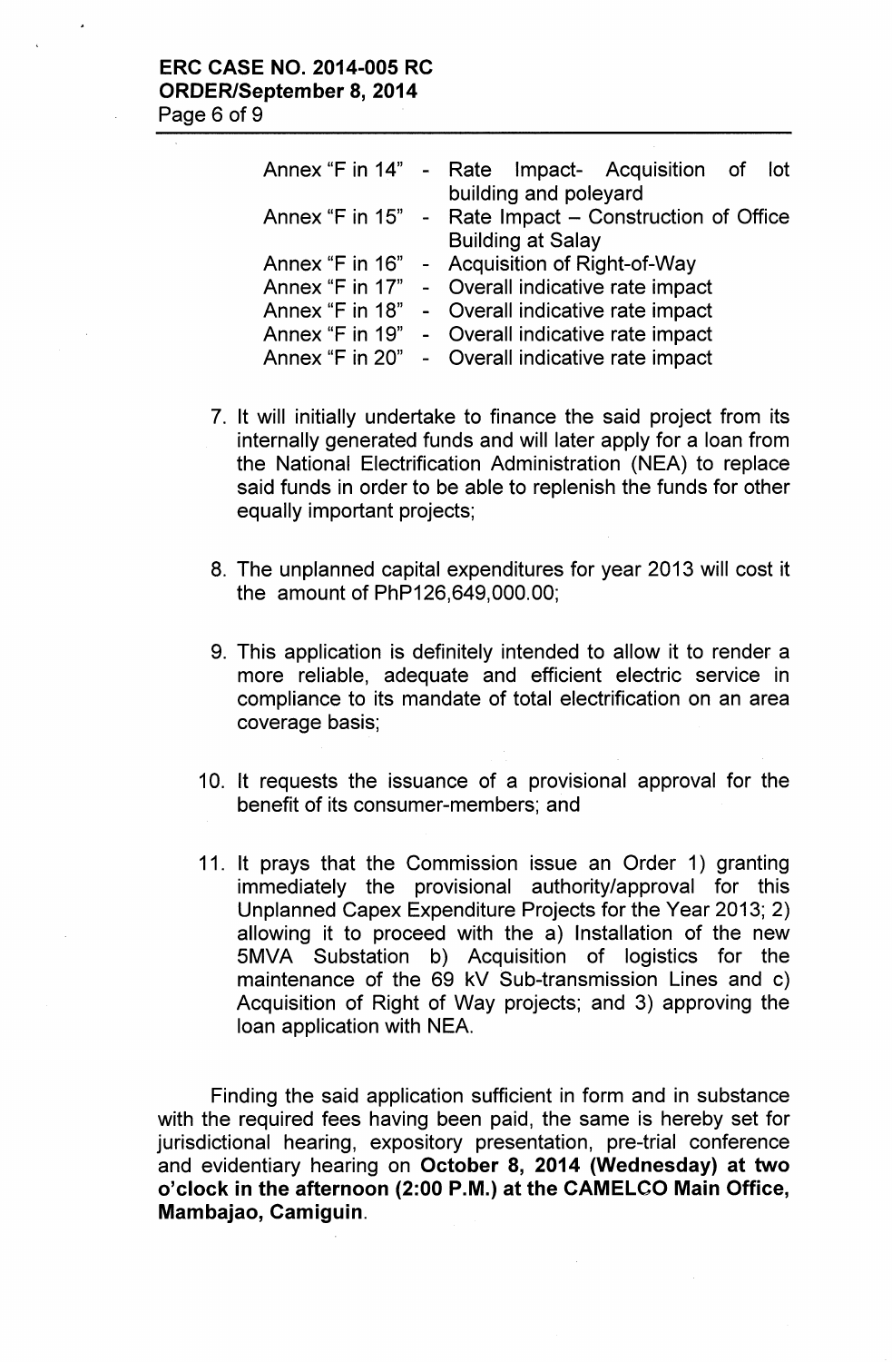| | | |
|---|---|---|
| Annex "F in 14" | - | Rate Impact- Acquisition of lot building and poleyard |
| Annex "F in 15" | - | Rate Impact – Construction of Office Building at Salay |
| Annex "F in 16" | - | Acquisition of Right-of-Way |
| Annex "F in 17" | - | Overall indicative rate impact |
| Annex "F in 18" | - | Overall indicative rate impact |
| Annex "F in 19" | - | Overall indicative rate impact |
| Annex "F in 20" | - | Overall indicative rate impact |

7. It will initially undertake to finance the said project from its internally generated funds and will later apply for a loan from the National Electrification Administration (NEA) to replace said funds in order to be able to replenish the funds for other equally important projects;

8. The unplanned capital expenditures for year 2013 will cost it the amount of PhP126,649,000.00;

9. This application is definitely intended to allow it to render a more reliable, adequate and efficient electric service in compliance to its mandate of total electrification on an area coverage basis;

10. It requests the issuance of a provisional approval for the benefit of its consumer-members; and

11. It prays that the Commission issue an Order 1) granting immediately the provisional authority/approval for this Unplanned Capex Expenditure Projects for the Year 2013; 2) allowing it to proceed with the a) Installation of the new 5MVA Substation b) Acquisition of logistics for the maintenance of the 69 kV Sub-transmission Lines and c) Acquisition of Right of Way projects; and 3) approving the loan application with NEA.

Finding the said application sufficient in form and in substance with the required fees having been paid, the same is hereby set for jurisdictional hearing, expository presentation, pre-trial conference and evidentiary hearing on **October 8, 2014 (Wednesday) at two o'clock in the afternoon (2:00 P.M.) at the CAMELCO Main Office, Mambajao, Camiguin**.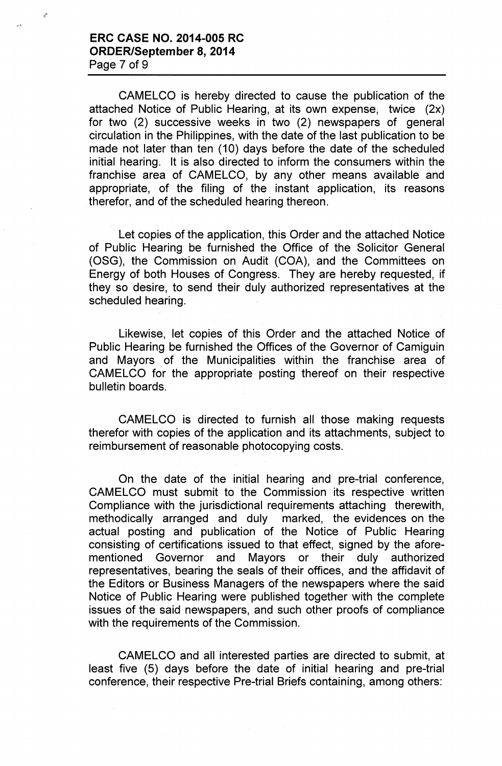CAMELCO is hereby directed to cause the publication of the attached Notice of Public Hearing, at its own expense, twice (2x) for two (2) successive weeks in two (2) newspapers of general circulation in the Philippines, with the date of the last publication to be made not later than ten (10) days before the date of the scheduled initial hearing. It is also directed to inform the consumers within the franchise area of CAMELCO, by any other means available and appropriate, of the filing of the instant application, its reasons therefor, and of the scheduled hearing thereon.

Let copies of the application, this Order and the attached Notice of Public Hearing be furnished the Office of the Solicitor General (OSG), the Commission on Audit (COA), and the Committees on Energy of both Houses of Congress. They are hereby requested, if they so desire, to send their duly authorized representatives at the scheduled hearing.

Likewise, let copies of this Order and the attached Notice of Public Hearing be furnished the Offices of the Governor of Camiguin and Mayors of the Municipalities within the franchise area of CAMELCO for the appropriate posting thereof on their respective bulletin boards.

CAMELCO is directed to furnish all those making requests therefor with copies of the application and its attachments, subject to reimbursement of reasonable photocopying costs.

On the date of the initial hearing and pre-trial conference, CAMELCO must submit to the Commission its respective written Compliance with the jurisdictional requirements attaching therewith, methodically arranged and duly marked, the evidences on the actual posting and publication of the Notice of Public Hearing consisting of certifications issued to that effect, signed by the afore-mentioned Governor and Mayors or their duly authorized representatives, bearing the seals of their offices, and the affidavit of the Editors or Business Managers of the newspapers where the said Notice of Public Hearing were published together with the complete issues of the said newspapers, and such other proofs of compliance with the requirements of the Commission.

CAMELCO and all interested parties are directed to submit, at least five (5) days before the date of initial hearing and pre-trial conference, their respective Pre-trial Briefs containing, among others: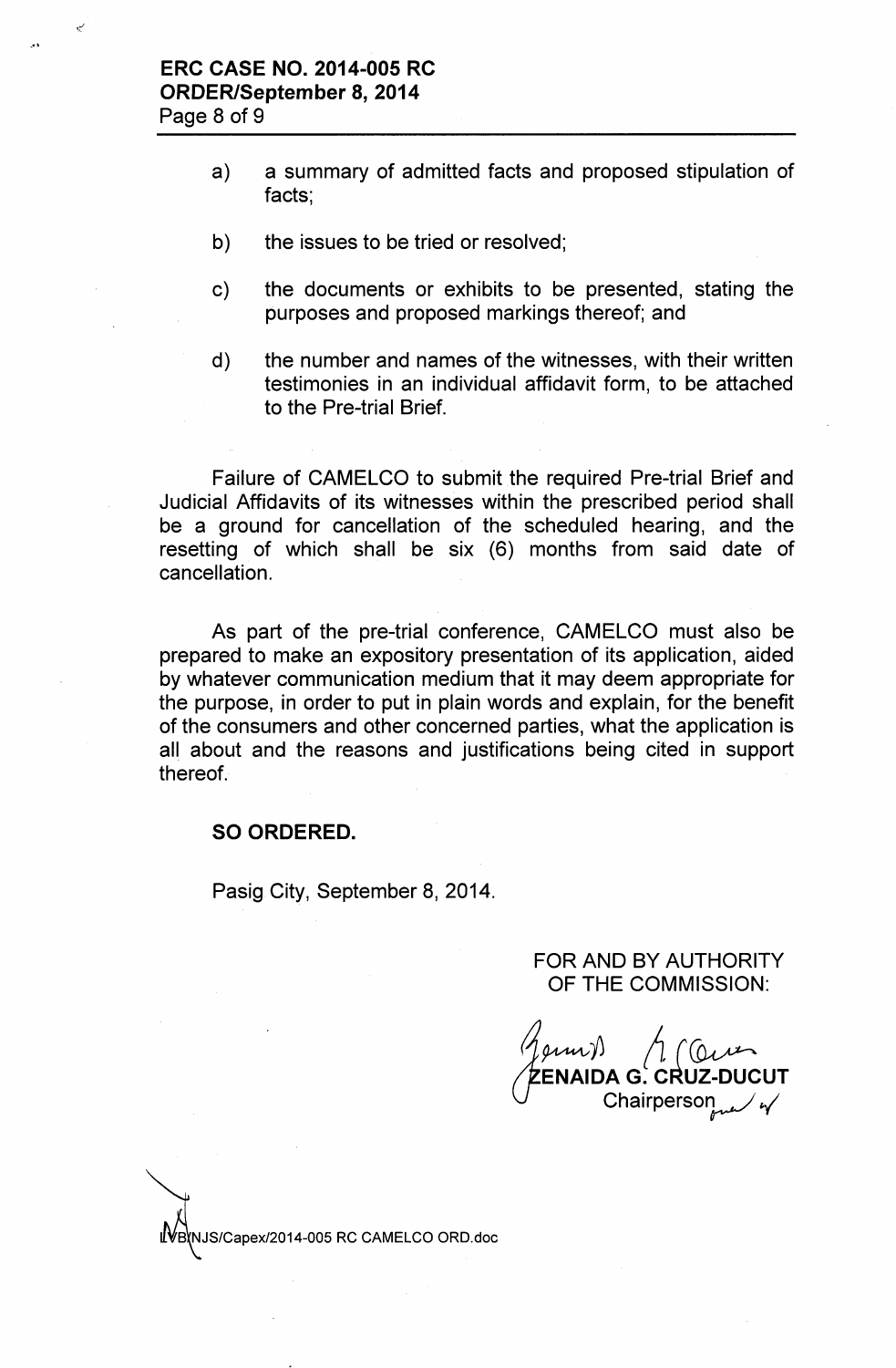a) a summary of admitted facts and proposed stipulation of facts;

b) the issues to be tried or resolved;

c) the documents or exhibits to be presented, stating the purposes and proposed markings thereof; and

d) the number and names of the witnesses, with their written testimonies in an individual affidavit form, to be attached to the Pre-trial Brief.

Failure of CAMELCO to submit the required Pre-trial Brief and Judicial Affidavits of its witnesses within the prescribed period shall be a ground for cancellation of the scheduled hearing, and the resetting of which shall be six (6) months from said date of cancellation.

As part of the pre-trial conference, CAMELCO must also be prepared to make an expository presentation of its application, aided by whatever communication medium that it may deem appropriate for the purpose, in order to put in plain words and explain, for the benefit of the consumers and other concerned parties, what the application is all about and the reasons and justifications being cited in support thereof.

**SO ORDERED.**

Pasig City, September 8, 2014.

FOR AND BY AUTHORITY OF THE COMMISSION:

**ZENAIDA G. CRUZ-DUCUT**
Chairperson

LVB/NJS/Capex/2014-005 RC CAMELCO ORD.doc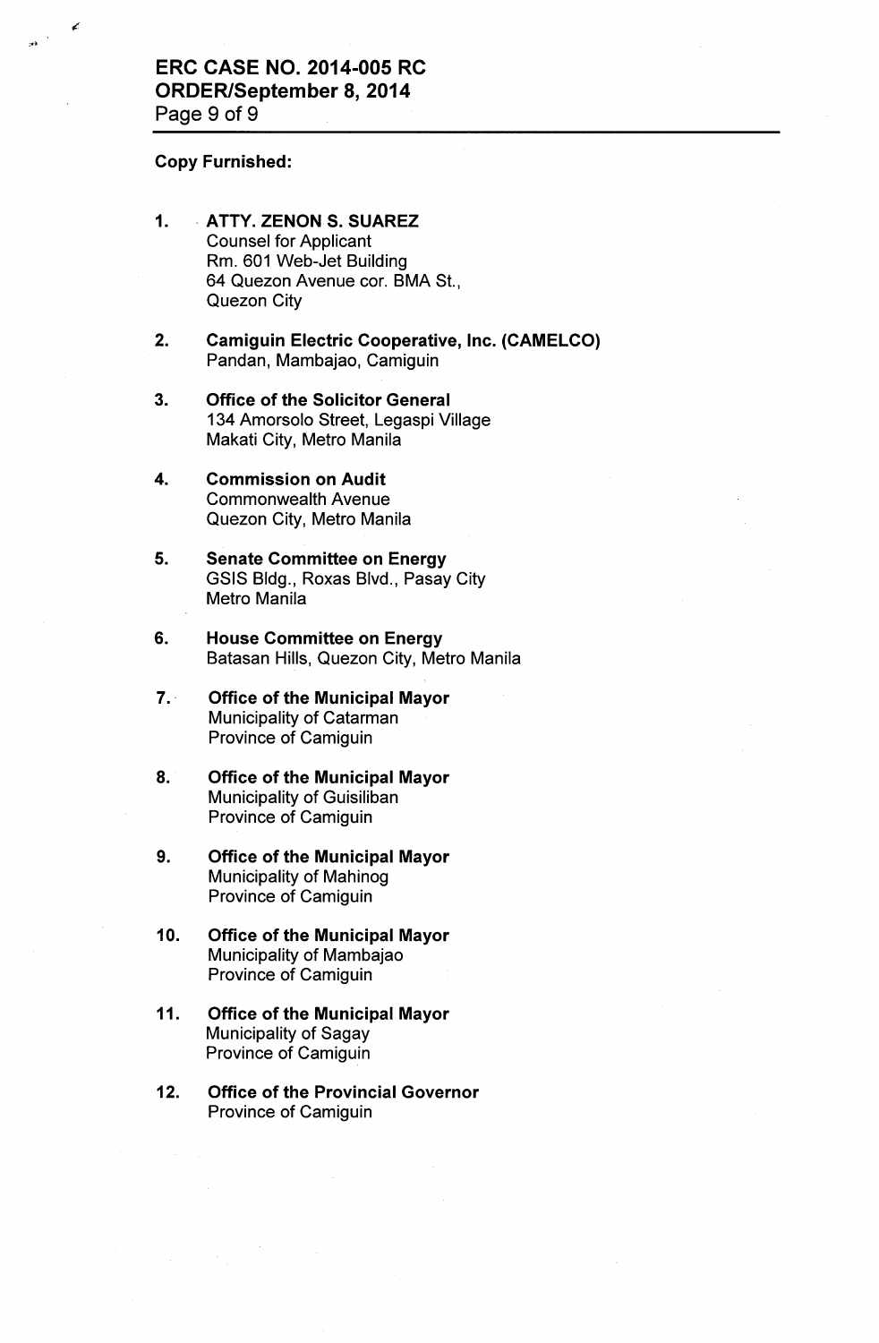**Copy Furnished:**

1. **ATTY. ZENON S. SUAREZ**
   Counsel for Applicant
   Rm. 601 Web-Jet Building
   64 Quezon Avenue cor. BMA St.,
   Quezon City

2. **Camiguin Electric Cooperative, Inc. (CAMELCO)**
   Pandan, Mambajao, Camiguin

3. **Office of the Solicitor General**
   134 Amorsolo Street, Legaspi Village
   Makati City, Metro Manila

4. **Commission on Audit**
   Commonwealth Avenue
   Quezon City, Metro Manila

5. **Senate Committee on Energy**
   GSIS Bldg., Roxas Blvd., Pasay City
   Metro Manila

6. **House Committee on Energy**
   Batasan Hills, Quezon City, Metro Manila

7. **Office of the Municipal Mayor**
   Municipality of Catarman
   Province of Camiguin

8. **Office of the Municipal Mayor**
   Municipality of Guisiliban
   Province of Camiguin

9. **Office of the Municipal Mayor**
   Municipality of Mahinog
   Province of Camiguin

10. **Office of the Municipal Mayor**
    Municipality of Mambajao
    Province of Camiguin

11. **Office of the Municipal Mayor**
    Municipality of Sagay
    Province of Camiguin

12. **Office of the Provincial Governor**
    Province of Camiguin